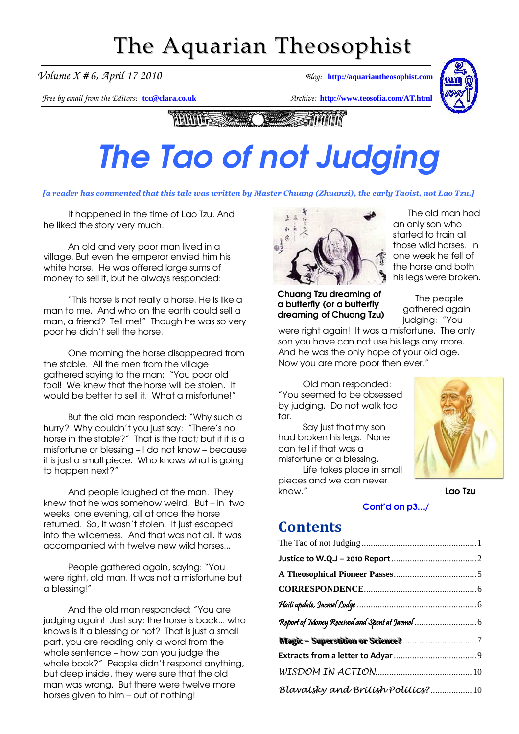# The Aquarian Theosophist

*Volume X # 6, April 17 2010*

*Blog:* **http://aquariantheosophist.com**

*Free by email from the Editors:* **tcc@clara.co.uk**

*Archive:* **http://www.teosofia.com/AT.html**

# The Tao of not Judging

***[a reader has commented that this tale was written by Master Chuang (Zhuanzi), the early Taoist, not Lao Tzu.]***

It happened in the time of Lao Tzu. And he liked the story very much.

An old and very poor man lived in a village. But even the emperor envied him his white horse. He was offered large sums of money to sell it, but he always responded:

"This horse is not really a horse. He is like a man to me. And who on the earth could sell a man, a friend? Tell me!" Though he was so very poor he didn't sell the horse.

One morning the horse disappeared from the stable. All the men from the village gathered saying to the man: "You poor old fool! We knew that the horse will be stolen. It would be better to sell it. What a misfortune!"

But the old man responded: "Why such a hurry? Why couldn't you just say: "There's no horse in the stable?" That is the fact; but if it is a misfortune or blessing – I do not know – because it is just a small piece. Who knows what is going to happen next?"

And people laughed at the man. They knew that he was somehow weird. But – in two weeks, one evening, all at once the horse returned. So, it wasn't stolen. It just escaped into the wilderness. And that was not all. It was accompanied with twelve new wild horses...

People gathered again, saying: "You were right, old man. It was not a misfortune but a blessing!"

And the old man responded: "You are judging again! Just say: the horse is back... who knows is it a blessing or not? That is just a small part, you are reading only a word from the whole sentence – how can you judge the whole book?" People didn't respond anything, but deep inside, they were sure that the old man was wrong. But there were twelve more horses given to him – out of nothing!

The old man had an only son who started to train all those wild horses. In one week he fell of the horse and both his legs were broken.

**Chuang Tzu dreaming of a butterfly (or a butterfly dreaming of Chuang Tzu)**

The people gathered again judging: "You were right again! It was a misfortune. The only son you have can not use his legs any more. And he was the only hope of your old age. Now you are more poor then ever."

Old man responded: "You seemed to be obsessed by judging. Do not walk too far.

Say just that my son had broken his legs. None can tell if that was a misfortune or a blessing. Life takes place in small pieces and we can never know."

**Lao Tzu**

Cont'd on p3.../

## Contents

| | |
|---|---|
| The Tao of not Judging | 1 |
| **Justice to W.Q.J – 2010 Report** | 2 |
| **A Theosophical Pioneer Passes** | 5 |
| **CORRESPONDENCE** | 6 |
| *Haiti update, Jacmel Lodge* | 6 |
| *Report of Money Received and Spent at Jacmel* | 6 |
| **Magic – Superstition or Science?** | 7 |
| **Extracts from a letter to Adyar** | 9 |
| *WISDOM IN ACTION* | 10 |
| *Blavatsky and British Politics?* | 10 |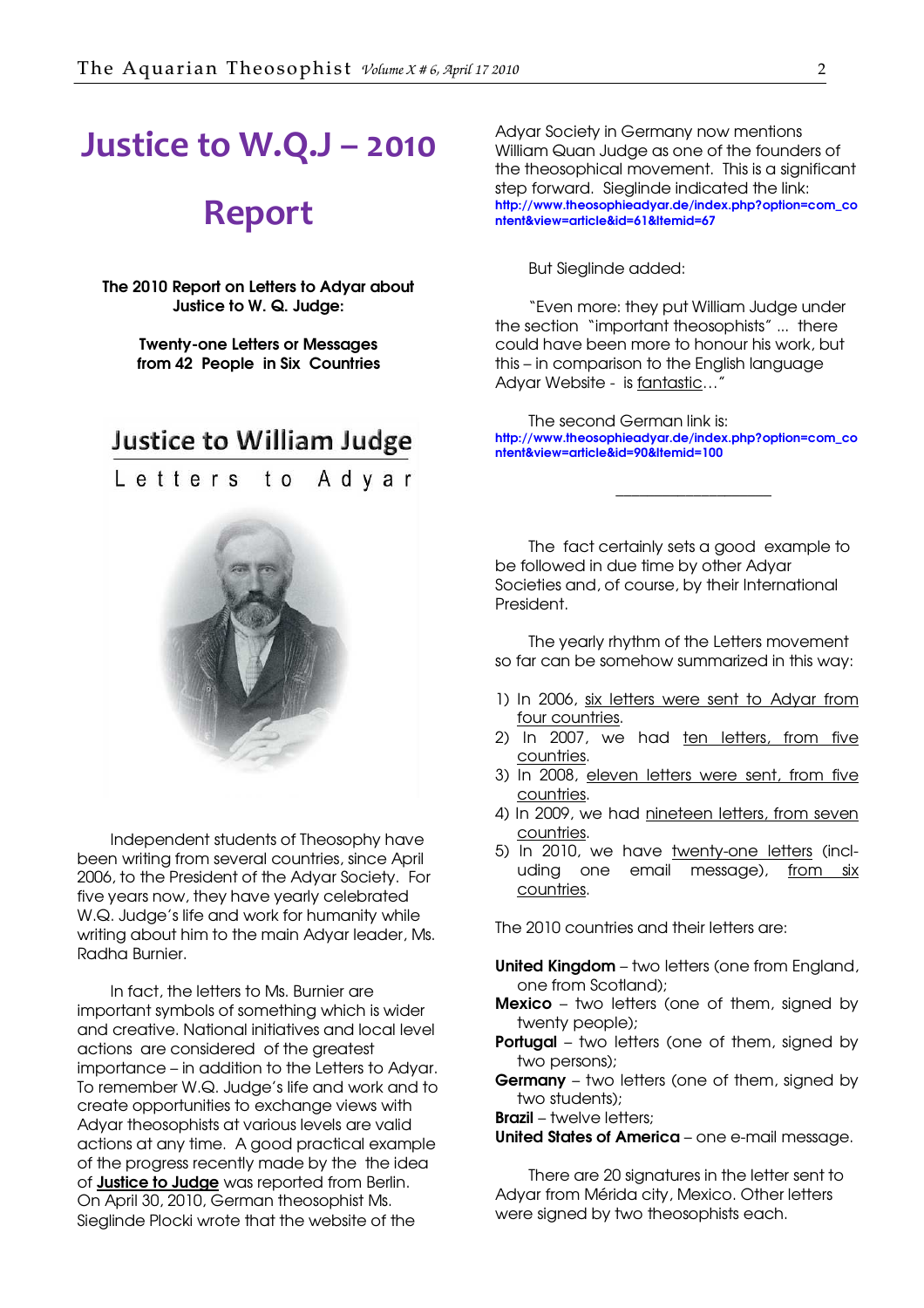# Justice to W.Q.J – 2010 Report

**The 2010 Report on Letters to Adyar about Justice to W. Q. Judge:**

**Twenty-one Letters or Messages from 42 People in Six Countries**

Justice to William Judge

Letters to Adyar

Independent students of Theosophy have been writing from several countries, since April 2006, to the President of the Adyar Society. For five years now, they have yearly celebrated W.Q. Judge's life and work for humanity while writing about him to the main Adyar leader, Ms. Radha Burnier.

In fact, the letters to Ms. Burnier are important symbols of something which is wider and creative. National initiatives and local level actions are considered of the greatest importance – in addition to the Letters to Adyar. To remember W.Q. Judge's life and work and to create opportunities to exchange views with Adyar theosophists at various levels are valid actions at any time. A good practical example of the progress recently made by the the idea of **Justice to Judge** was reported from Berlin. On April 30, 2010, German theosophist Ms. Sieglinde Plocki wrote that the website of the Adyar Society in Germany now mentions William Quan Judge as one of the founders of the theosophical movement. This is a significant step forward. Sieglinde indicated the link: http://www.theosophieadyar.de/index.php?option=com_content&view=article&id=61&Itemid=67

But Sieglinde added:

"Even more: they put William Judge under the section "important theosophists" ... there could have been more to honour his work, but this – in comparison to the English language Adyar Website - is fantastic…"

The second German link is: http://www.theosophieadyar.de/index.php?option=com_content&view=article&id=90&Itemid=100

---

The fact certainly sets a good example to be followed in due time by other Adyar Societies and, of course, by their International President.

The yearly rhythm of the Letters movement so far can be somehow summarized in this way:

1) In 2006, six letters were sent to Adyar from four countries.
2) In 2007, we had ten letters, from five countries.
3) In 2008, eleven letters were sent, from five countries.
4) In 2009, we had nineteen letters, from seven countries.
5) In 2010, we have twenty-one letters (including one email message), from six countries.

The 2010 countries and their letters are:

**United Kingdom** – two letters (one from England, one from Scotland);
**Mexico** – two letters (one of them, signed by twenty people);
**Portugal** – two letters (one of them, signed by two persons);
**Germany** – two letters (one of them, signed by two students);
**Brazil** – twelve letters;
**United States of America** – one e-mail message.

There are 20 signatures in the letter sent to Adyar from Mérida city, Mexico. Other letters were signed by two theosophists each.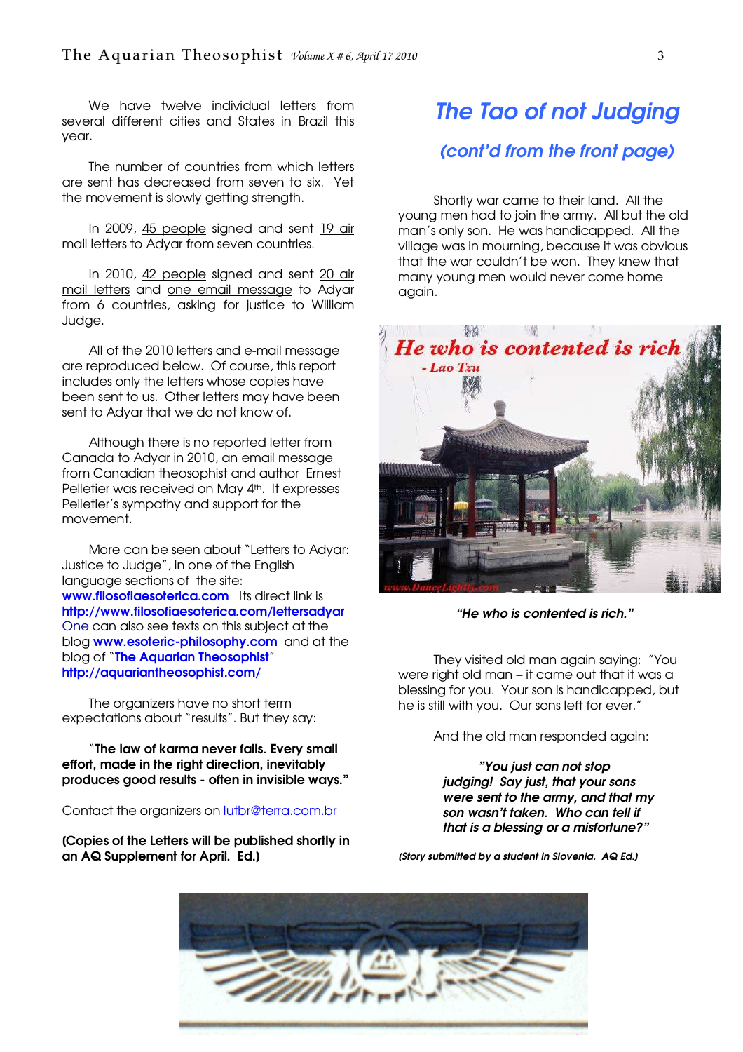We have twelve individual letters from several different cities and States in Brazil this year.

The number of countries from which letters are sent has decreased from seven to six. Yet the movement is slowly getting strength.

In 2009, 45 people signed and sent 19 air mail letters to Adyar from seven countries.

In 2010, 42 people signed and sent 20 air mail letters and one email message to Adyar from 6 countries, asking for justice to William Judge.

All of the 2010 letters and e-mail message are reproduced below. Of course, this report includes only the letters whose copies have been sent to us. Other letters may have been sent to Adyar that we do not know of.

Although there is no reported letter from Canada to Adyar in 2010, an email message from Canadian theosophist and author Ernest Pelletier was received on May 4th. It expresses Pelletier's sympathy and support for the movement.

More can be seen about "Letters to Adyar: Justice to Judge", in one of the English language sections of the site: **www.filosofiaesoterica.com** Its direct link is **http://www.filosofiaesoterica.com/lettersadyar** One can also see texts on this subject at the blog **www.esoteric-philosophy.com** and at the blog of "**The Aquarian Theosophist**" **http://aquariantheosophist.com/**

The organizers have no short term expectations about "results". But they say:

"**The law of karma never fails. Every small effort, made in the right direction, inevitably produces good results - often in invisible ways.**"

Contact the organizers on lutbr@terra.com.br

**(Copies of the Letters will be published shortly in an AQ Supplement for April. Ed.)**

# The Tao of not Judging

## (cont'd from the front page)

Shortly war came to their land. All the young men had to join the army. All but the old man's only son. He was handicapped. All the village was in mourning, because it was obvious that the war couldn't be won. They knew that many young men would never come home again.

***"He who is contented is rich."***

They visited old man again saying: "You were right old man – it came out that it was a blessing for you. Your son is handicapped, but he is still with you. Our sons left for ever."

And the old man responded again:

***"You just can not stop judging! Say just, that your sons were sent to the army, and that my son wasn't taken. Who can tell if that is a blessing or a misfortune?"***

***(Story submitted by a student in Slovenia. AQ Ed.)***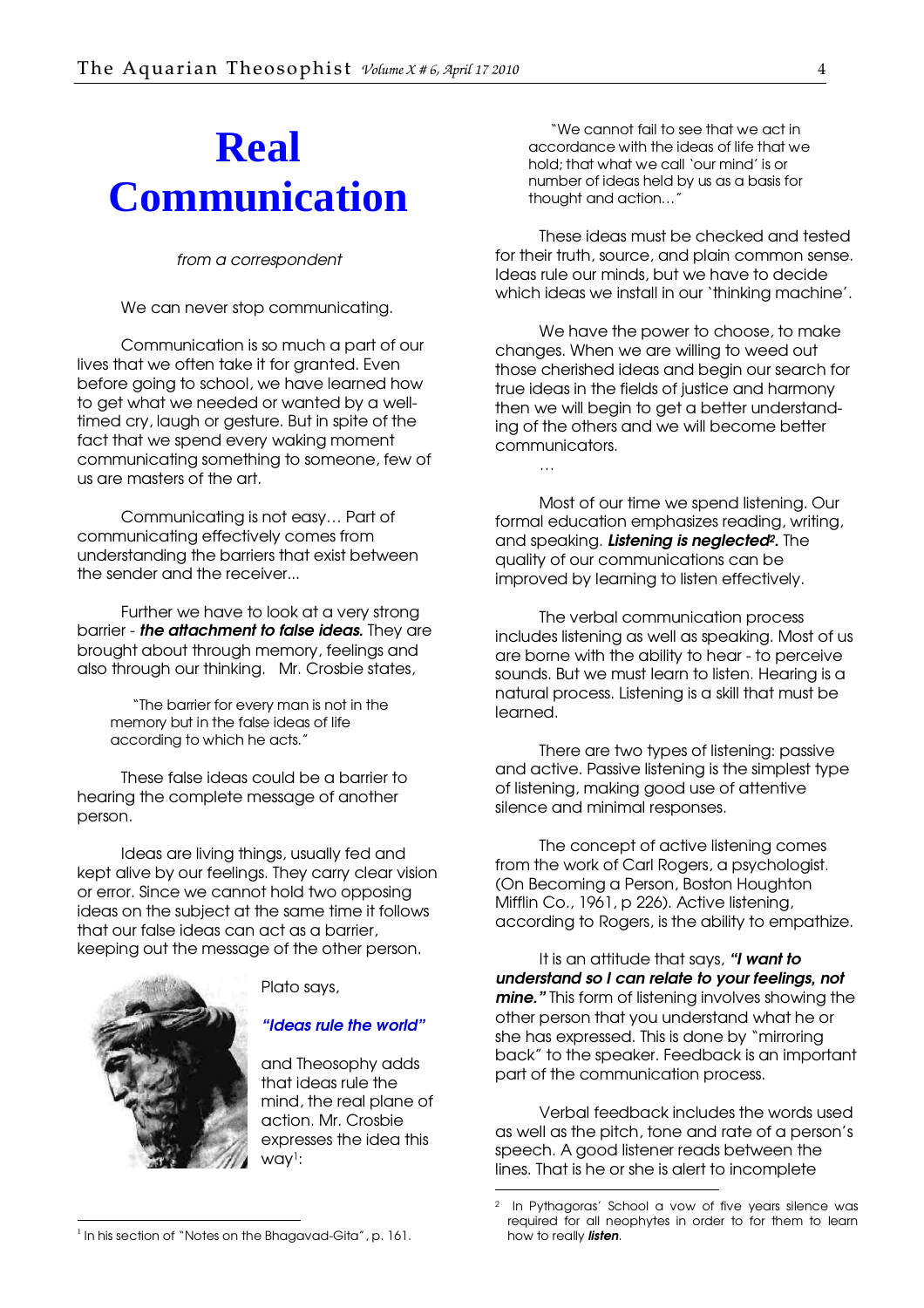# Real Communication

*from a correspondent*

We can never stop communicating.

Communication is so much a part of our lives that we often take it for granted. Even before going to school, we have learned how to get what we needed or wanted by a well-timed cry, laugh or gesture. But in spite of the fact that we spend every waking moment communicating something to someone, few of us are masters of the art.

Communicating is not easy… Part of communicating effectively comes from understanding the barriers that exist between the sender and the receiver...

Further we have to look at a very strong barrier - ***the attachment to false ideas.*** They are brought about through memory, feelings and also through our thinking. Mr. Crosbie states,

> "The barrier for every man is not in the memory but in the false ideas of life according to which he acts."

These false ideas could be a barrier to hearing the complete message of another person.

Ideas are living things, usually fed and kept alive by our feelings. They carry clear vision or error. Since we cannot hold two opposing ideas on the subject at the same time it follows that our false ideas can act as a barrier, keeping out the message of the other person.

Plato says,

***"Ideas rule the world"***

and Theosophy adds that ideas rule the mind, the real plane of action. Mr. Crosbie expresses the idea this way[1]:

> "We cannot fail to see that we act in accordance with the ideas of life that we hold; that what we call 'our mind' is or number of ideas held by us as a basis for thought and action…"

These ideas must be checked and tested for their truth, source, and plain common sense. Ideas rule our minds, but we have to decide which ideas we install in our 'thinking machine'.

We have the power to choose, to make changes. When we are willing to weed out those cherished ideas and begin our search for true ideas in the fields of justice and harmony then we will begin to get a better understanding of the others and we will become better communicators.

…

Most of our time we spend listening. Our formal education emphasizes reading, writing, and speaking. ***Listening is neglected***[2]. The quality of our communications can be improved by learning to listen effectively.

The verbal communication process includes listening as well as speaking. Most of us are borne with the ability to hear - to perceive sounds. But we must learn to listen. Hearing is a natural process. Listening is a skill that must be learned.

There are two types of listening: passive and active. Passive listening is the simplest type of listening, making good use of attentive silence and minimal responses.

The concept of active listening comes from the work of Carl Rogers, a psychologist. (On Becoming a Person, Boston Houghton Mifflin Co., 1961, p 226). Active listening, according to Rogers, is the ability to empathize.

It is an attitude that says, ***"I want to understand so I can relate to your feelings, not mine."*** This form of listening involves showing the other person that you understand what he or she has expressed. This is done by "mirroring back" to the speaker. Feedback is an important part of the communication process.

Verbal feedback includes the words used as well as the pitch, tone and rate of a person's speech. A good listener reads between the lines. That is he or she is alert to incomplete

---

[1] In his section of "Notes on the Bhagavad-Gita", p. 161.

[2] In Pythagoras' School a vow of five years silence was required for all neophytes in order to for them to learn how to really ***listen***.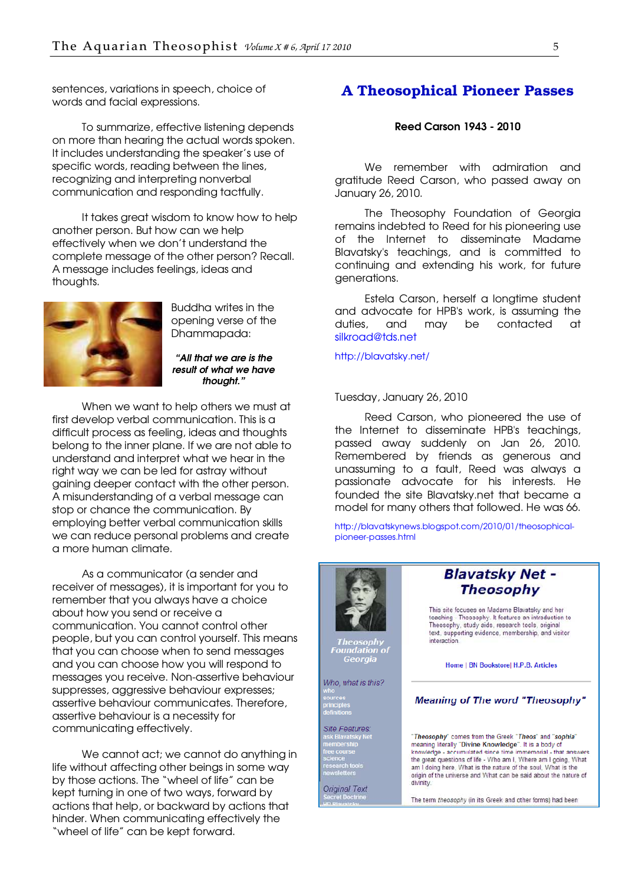sentences, variations in speech, choice of words and facial expressions.

To summarize, effective listening depends on more than hearing the actual words spoken. It includes understanding the speaker's use of specific words, reading between the lines, recognizing and interpreting nonverbal communication and responding tactfully.

It takes great wisdom to know how to help another person. But how can we help effectively when we don't understand the complete message of the other person? Recall. A message includes feelings, ideas and thoughts.

Buddha writes in the opening verse of the Dhammapada:

***"All that we are is the result of what we have thought."***

When we want to help others we must at first develop verbal communication. This is a difficult process as feeling, ideas and thoughts belong to the inner plane. If we are not able to understand and interpret what we hear in the right way we can be led for astray without gaining deeper contact with the other person. A misunderstanding of a verbal message can stop or chance the communication. By employing better verbal communication skills we can reduce personal problems and create a more human climate.

As a communicator (a sender and receiver of messages), it is important for you to remember that you always have a choice about how you send or receive a communication. You cannot control other people, but you can control yourself. This means that you can choose when to send messages and you can choose how you will respond to messages you receive. Non-assertive behaviour suppresses, aggressive behaviour expresses; assertive behaviour communicates. Therefore, assertive behaviour is a necessity for communicating effectively.

We cannot act; we cannot do anything in life without affecting other beings in some way by those actions. The "wheel of life" can be kept turning in one of two ways, forward by actions that help, or backward by actions that hinder. When communicating effectively the "wheel of life" can be kept forward.

## A Theosophical Pioneer Passes

**Reed Carson 1943 - 2010**

We remember with admiration and gratitude Reed Carson, who passed away on January 26, 2010.

The Theosophy Foundation of Georgia remains indebted to Reed for his pioneering use of the Internet to disseminate Madame Blavatsky's teachings, and is committed to continuing and extending his work, for future generations.

Estela Carson, herself a longtime student and advocate for HPB's work, is assuming the duties, and may be contacted at silkroad@tds.net

http://blavatsky.net/

Tuesday, January 26, 2010

Reed Carson, who pioneered the use of the Internet to disseminate HPB's teachings, passed away suddenly on Jan 26, 2010. Remembered by friends as generous and unassuming to a fault, Reed was always a passionate advocate for his interests. He founded the site Blavatsky.net that became a model for many others that followed. He was 66.

http://blavatskynews.blogspot.com/2010/01/theosophical-pioneer-passes.html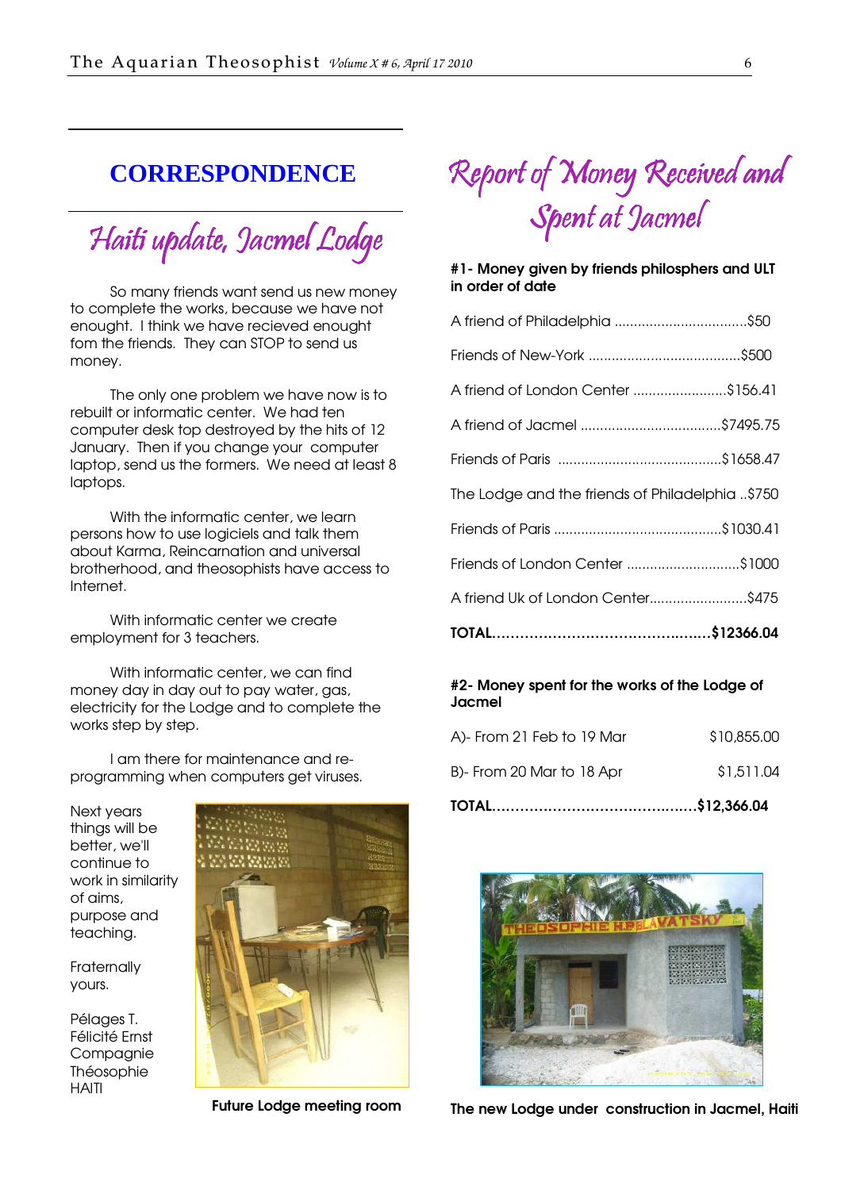## CORRESPONDENCE

# Haiti update, Jacmel Lodge

So many friends want send us new money to complete the works, because we have not enought. I think we have recieved enought fom the friends. They can STOP to send us money.

The only one problem we have now is to rebuilt or informatic center. We had ten computer desk top destroyed by the hits of 12 January. Then if you change your computer laptop, send us the formers. We need at least 8 laptops.

With the informatic center, we learn persons how to use logiciels and talk them about Karma, Reincarnation and universal brotherhood, and theosophists have access to Internet.

With informatic center we create employment for 3 teachers.

With informatic center, we can find money day in day out to pay water, gas, electricity for the Lodge and to complete the works step by step.

I am there for maintenance and re-programming when computers get viruses.

Next years things will be better, we'll continue to work in similarity of aims, purpose and teaching.

Fraternally yours.

Pélages T.
Félicité Ernst
Compagnie Théosophie
HAITI

**Future Lodge meeting room**

# Report of Money Received and Spent at Jacmel

**#1- Money given by friends philosphers and ULT in order of date**

A friend of Philadelphia ..................................$50

Friends of New-York .......................................$500

A friend of London Center ........................$156.41

A friend of Jacmel ....................................$7495.75

Friends of Paris ..........................................$1658.47

The Lodge and the friends of Philadelphia ..$750

Friends of Paris ...........................................$1030.41

Friends of London Center .............................$1000

A friend Uk of London Center.........................$475

**TOTAL...............................................$12366.04**

**#2- Money spent for the works of the Lodge of Jacmel**

| | |
|---|---|
| A)- From 21 Feb to 19 Mar | $10,855.00 |
| B)- From 20 Mar to 18 Apr | $1,511.04 |
| **TOTAL** | **$12,366.04** |

**The new Lodge under construction in Jacmel, Haiti**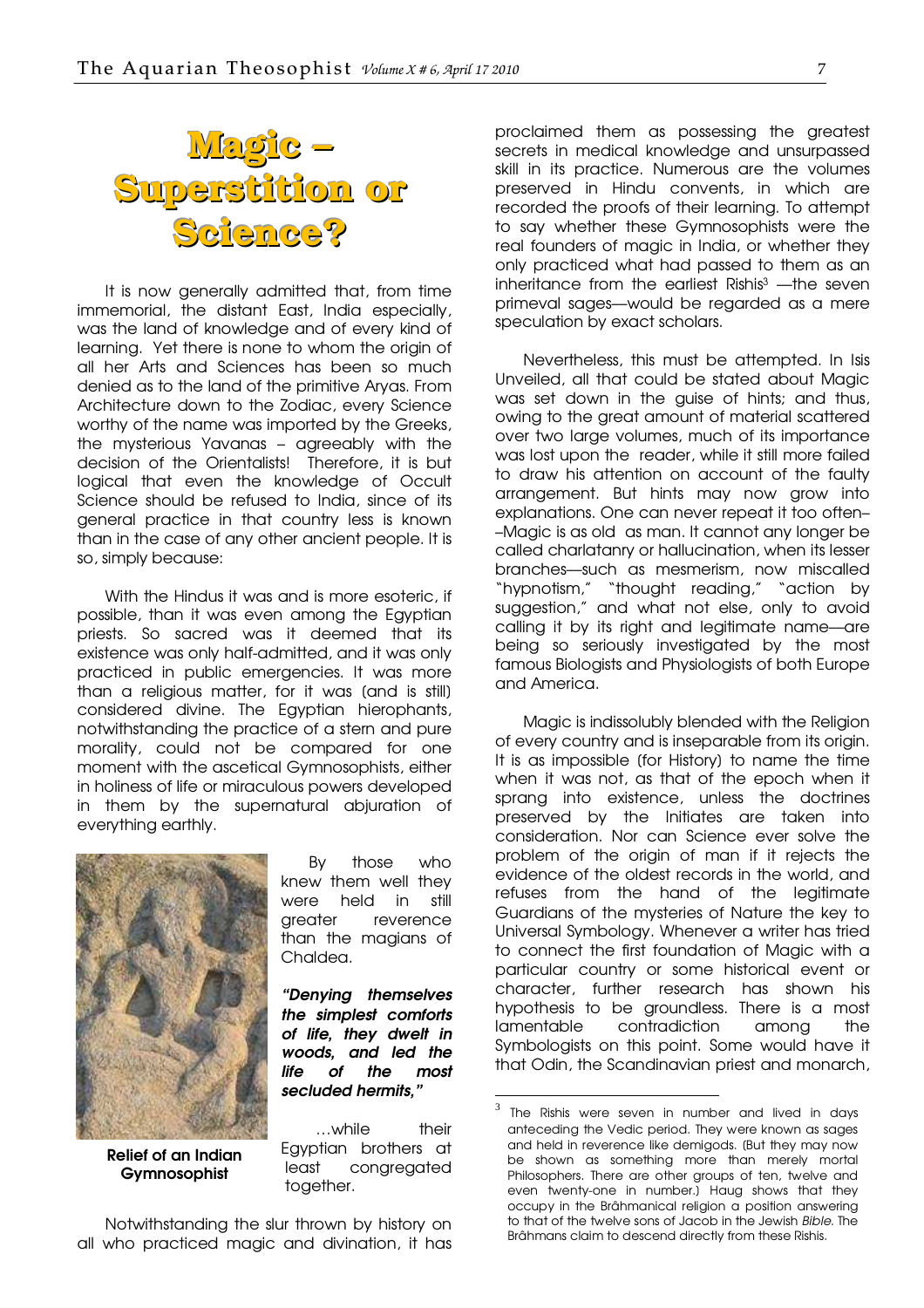# Magic – Superstition or Science?

It is now generally admitted that, from time immemorial, the distant East, India especially, was the land of knowledge and of every kind of learning. Yet there is none to whom the origin of all her Arts and Sciences has been so much denied as to the land of the primitive Aryas. From Architecture down to the Zodiac, every Science worthy of the name was imported by the Greeks, the mysterious Yavanas – agreeably with the decision of the Orientalists! Therefore, it is but logical that even the knowledge of Occult Science should be refused to India, since of its general practice in that country less is known than in the case of any other ancient people. It is so, simply because:

With the Hindus it was and is more esoteric, if possible, than it was even among the Egyptian priests. So sacred was it deemed that its existence was only half-admitted, and it was only practiced in public emergencies. It was more than a religious matter, for it was (and is still) considered divine. The Egyptian hierophants, notwithstanding the practice of a stern and pure morality, could not be compared for one moment with the ascetical Gymnosophists, either in holiness of life or miraculous powers developed in them by the supernatural abjuration of everything earthly.

**Relief of an Indian Gymnosophist**

By those who knew them well they were held in still greater reverence than the magians of Chaldea.

***"Denying themselves the simplest comforts of life, they dwell in woods, and led the life of the most secluded hermits,"***

...while their Egyptian brothers at least congregated together.

Notwithstanding the slur thrown by history on all who practiced magic and divination, it has proclaimed them as possessing the greatest secrets in medical knowledge and unsurpassed skill in its practice. Numerous are the volumes preserved in Hindu convents, in which are recorded the proofs of their learning. To attempt to say whether these Gymnosophists were the real founders of magic in India, or whether they only practiced what had passed to them as an inheritance from the earliest Rishis[3] —the seven primeval sages—would be regarded as a mere speculation by exact scholars.

Nevertheless, this must be attempted. In Isis Unveiled, all that could be stated about Magic was set down in the guise of hints; and thus, owing to the great amount of material scattered over two large volumes, much of its importance was lost upon the reader, while it still more failed to draw his attention on account of the faulty arrangement. But hints may now grow into explanations. One can never repeat it too often––Magic is as old as man. It cannot any longer be called charlatanry or hallucination, when its lesser branches—such as mesmerism, now miscalled "hypnotism," "thought reading," "action by suggestion," and what not else, only to avoid calling it by its right and legitimate name—are being so seriously investigated by the most famous Biologists and Physiologists of both Europe and America.

Magic is indissolubly blended with the Religion of every country and is inseparable from its origin. It is as impossible (for History) to name the time when it was not, as that of the epoch when it sprang into existence, unless the doctrines preserved by the Initiates are taken into consideration. Nor can Science ever solve the problem of the origin of man if it rejects the evidence of the oldest records in the world, and refuses from the hand of the legitimate Guardians of the mysteries of Nature the key to Universal Symbology. Whenever a writer has tried to connect the first foundation of Magic with a particular country or some historical event or character, further research has shown his hypothesis to be groundless. There is a most lamentable contradiction among the Symbologists on this point. Some would have it that Odin, the Scandinavian priest and monarch,

---

[3] The Rishis were seven in number and lived in days anteceding the Vedic period. They were known as sages and held in reverence like demigods. (But they may now be shown as something more than merely mortal Philosophers. There are other groups of ten, twelve and even twenty-one in number.) Haug shows that they occupy in the Brâhmanical religion a position answering to that of the twelve sons of Jacob in the Jewish *Bible*. The Brâhmans claim to descend directly from these Rishis.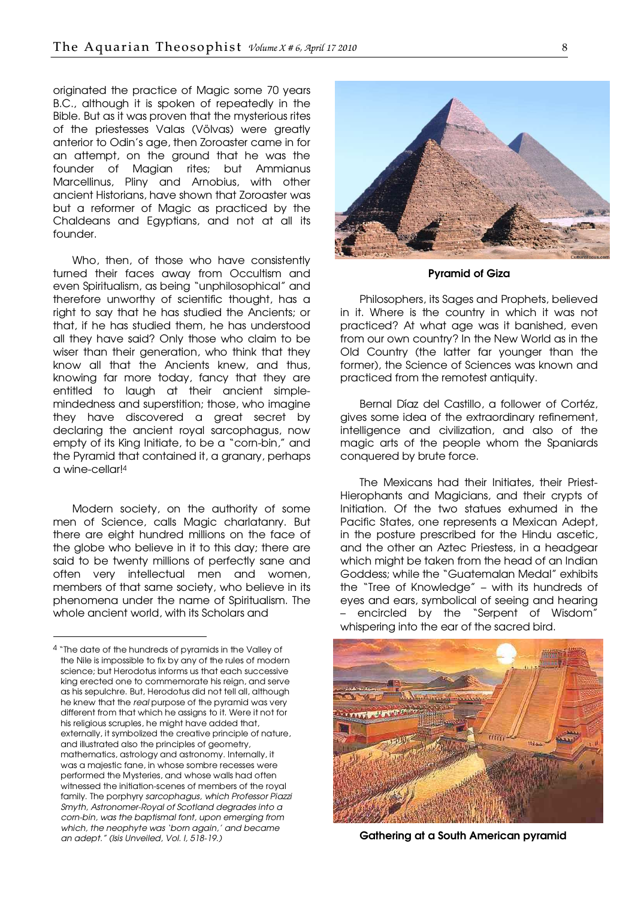originated the practice of Magic some 70 years B.C., although it is spoken of repeatedly in the Bible. But as it was proven that the mysterious rites of the priestesses Valas (Völvas) were greatly anterior to Odin's age, then Zoroaster came in for an attempt, on the ground that he was the founder of Magian rites; but Ammianus Marcellinus, Pliny and Arnobius, with other ancient Historians, have shown that Zoroaster was but a reformer of Magic as practiced by the Chaldeans and Egyptians, and not at all its founder.

Who, then, of those who have consistently turned their faces away from Occultism and even Spiritualism, as being "unphilosophical" and therefore unworthy of scientific thought, has a right to say that he has studied the Ancients; or that, if he has studied them, he has understood all they have said? Only those who claim to be wiser than their generation, who think that they know all that the Ancients knew, and thus, knowing far more today, fancy that they are entitled to laugh at their ancient simple-mindedness and superstition; those, who imagine they have discovered a great secret by declaring the ancient royal sarcophagus, now empty of its King Initiate, to be a "corn-bin," and the Pyramid that contained it, a granary, perhaps a wine-cellar![4]

Modern society, on the authority of some men of Science, calls Magic charlatanry. But there are eight hundred millions on the face of the globe who believe in it to this day; there are said to be twenty millions of perfectly sane and often very intellectual men and women, members of that same society, who believe in its phenomena under the name of Spiritualism. The whole ancient world, with its Scholars and

**Pyramid of Giza**

Philosophers, its Sages and Prophets, believed in it. Where is the country in which it was not practiced? At what age was it banished, even from our own country? In the New World as in the Old Country (the latter far younger than the former), the Science of Sciences was known and practiced from the remotest antiquity.

Bernal Díaz del Castillo, a follower of Cortéz, gives some idea of the extraordinary refinement, intelligence and civilization, and also of the magic arts of the people whom the Spaniards conquered by brute force.

The Mexicans had their Initiates, their Priest-Hierophants and Magicians, and their crypts of Initiation. Of the two statues exhumed in the Pacific States, one represents a Mexican Adept, in the posture prescribed for the Hindu ascetic, and the other an Aztec Priestess, in a headgear which might be taken from the head of an Indian Goddess; while the "Guatemalan Medal" exhibits the "Tree of Knowledge" – with its hundreds of eyes and ears, symbolical of seeing and hearing – encircled by the "Serpent of Wisdom" whispering into the ear of the sacred bird.

**Gathering at a South American pyramid**

---

[4] "The date of the hundreds of pyramids in the Valley of the Nile is impossible to fix by any of the rules of modern science; but Herodotus informs us that each successive king erected one to commemorate his reign, and serve as his sepulchre. But, Herodotus did not tell all, although he knew that the *real* purpose of the pyramid was very different from that which he assigns to it. Were it not for his religious scruples, he might have added that, externally, it symbolized the creative principle of nature, and illustrated also the principles of geometry, mathematics, astrology and astronomy. Internally, it was a majestic fane, in whose sombre recesses were performed the Mysteries, and whose walls had often witnessed the initiation-scenes of members of the royal family. The porphyry *sarcophagus, which Professor Piazzi Smyth, Astronomer-Royal of Scotland degrades into a corn-bin, was the baptismal font, upon emerging from which, the neophyte was 'born again,' and became an adept." (Isis Unveiled, Vol. I, 518-19.)*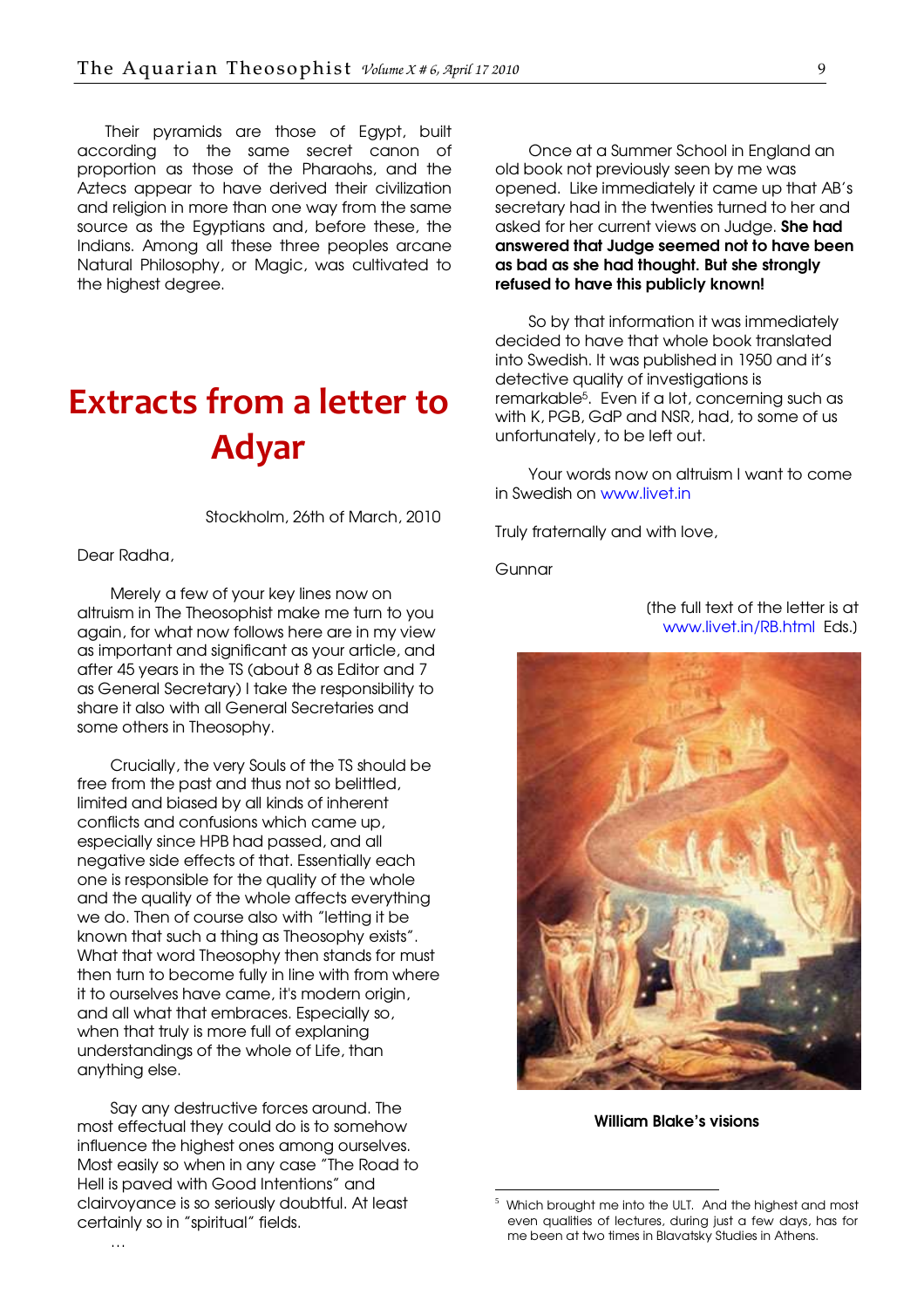Their pyramids are those of Egypt, built according to the same secret canon of proportion as those of the Pharaohs, and the Aztecs appear to have derived their civilization and religion in more than one way from the same source as the Egyptians and, before these, the Indians. Among all these three peoples arcane Natural Philosophy, or Magic, was cultivated to the highest degree.

# Extracts from a letter to Adyar

Stockholm, 26th of March, 2010

Dear Radha,

Merely a few of your key lines now on altruism in The Theosophist make me turn to you again, for what now follows here are in my view as important and significant as your article, and after 45 years in the TS (about 8 as Editor and 7 as General Secretary) I take the responsibility to share it also with all General Secretaries and some others in Theosophy.

Crucially, the very Souls of the TS should be free from the past and thus not so belittled, limited and biased by all kinds of inherent conflicts and confusions which came up, especially since HPB had passed, and all negative side effects of that. Essentially each one is responsible for the quality of the whole and the quality of the whole affects everything we do. Then of course also with "letting it be known that such a thing as Theosophy exists". What that word Theosophy then stands for must then turn to become fully in line with from where it to ourselves have came, it's modern origin, and all what that embraces. Especially so, when that truly is more full of explaning understandings of the whole of Life, than anything else.

Say any destructive forces around. The most effectual they could do is to somehow influence the highest ones among ourselves. Most easily so when in any case "The Road to Hell is paved with Good Intentions" and clairvoyance is so seriously doubtful. At least certainly so in "spiritual" fields.

…

Once at a Summer School in England an old book not previously seen by me was opened. Like immediately it came up that AB's secretary had in the twenties turned to her and asked for her current views on Judge. **She had answered that Judge seemed not to have been as bad as she had thought. But she strongly refused to have this publicly known!**

So by that information it was immediately decided to have that whole book translated into Swedish. It was published in 1950 and it's detective quality of investigations is remarkable[5]. Even if a lot, concerning such as with K, PGB, GdP and NSR, had, to some of us unfortunately, to be left out.

Your words now on altruism I want to come in Swedish on www.livet.in

Truly fraternally and with love,

Gunnar

(the full text of the letter is at www.livet.in/RB.html Eds.)

**William Blake's visions**

[5] Which brought me into the ULT. And the highest and most even qualities of lectures, during just a few days, has for me been at two times in Blavatsky Studies in Athens.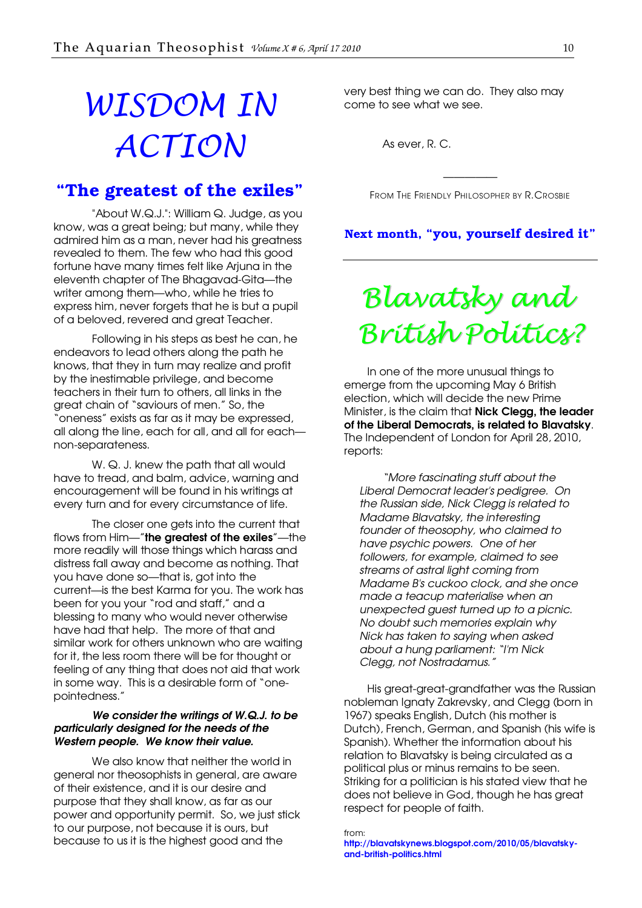# WISDOM IN ACTION

## "The greatest of the exiles"

"About W.Q.J.": William Q. Judge, as you know, was a great being; but many, while they admired him as a man, never had his greatness revealed to them. The few who had this good fortune have many times felt like Arjuna in the eleventh chapter of The Bhagavad-Gita—the writer among them—who, while he tries to express him, never forgets that he is but a pupil of a beloved, revered and great Teacher.

Following in his steps as best he can, he endeavors to lead others along the path he knows, that they in turn may realize and profit by the inestimable privilege, and become teachers in their turn to others, all links in the great chain of "saviours of men." So, the "oneness" exists as far as it may be expressed, all along the line, each for all, and all for each—non-separateness.

W. Q. J. knew the path that all would have to tread, and balm, advice, warning and encouragement will be found in his writings at every turn and for every circumstance of life.

The closer one gets into the current that flows from Him—"**the greatest of the exiles**"—the more readily will those things which harass and distress fall away and become as nothing. That you have done so—that is, got into the current—is the best Karma for you. The work has been for you your "rod and staff," and a blessing to many who would never otherwise have had that help. The more of that and similar work for others unknown who are waiting for it, the less room there will be for thought or feeling of any thing that does not aid that work in some way. This is a desirable form of "one-pointedness."

***We consider the writings of W.Q.J. to be particularly designed for the needs of the Western people. We know their value.***

We also know that neither the world in general nor theosophists in general, are aware of their existence, and it is our desire and purpose that they shall know, as far as our power and opportunity permit. So, we just stick to our purpose, not because it is ours, but because to us it is the highest good and the very best thing we can do. They also may come to see what we see.

As ever, R. C.

---

FROM THE FRIENDLY PHILOSOPHER BY R.CROSBIE

**Next month, "you, yourself desired it"**

---

# Blavatsky and British Politics?

In one of the more unusual things to emerge from the upcoming May 6 British election, which will decide the new Prime Minister, is the claim that **Nick Clegg, the leader of the Liberal Democrats, is related to Blavatsky**. The Independent of London for April 28, 2010, reports:

> *"More fascinating stuff about the Liberal Democrat leader's pedigree. On the Russian side, Nick Clegg is related to Madame Blavatsky, the interesting founder of theosophy, who claimed to have psychic powers. One of her followers, for example, claimed to see streams of astral light coming from Madame B's cuckoo clock, and she once made a teacup materialise when an unexpected guest turned up to a picnic. No doubt such memories explain why Nick has taken to saying when asked about a hung parliament: "I'm Nick Clegg, not Nostradamus."*

His great-great-grandfather was the Russian nobleman Ignaty Zakrevsky, and Clegg (born in 1967) speaks English, Dutch (his mother is Dutch), French, German, and Spanish (his wife is Spanish). Whether the information about his relation to Blavatsky is being circulated as a political plus or minus remains to be seen. Striking for a politician is his stated view that he does not believe in God, though he has great respect for people of faith.

from:
**http://blavatskynews.blogspot.com/2010/05/blavatsky-and-british-politics.html**